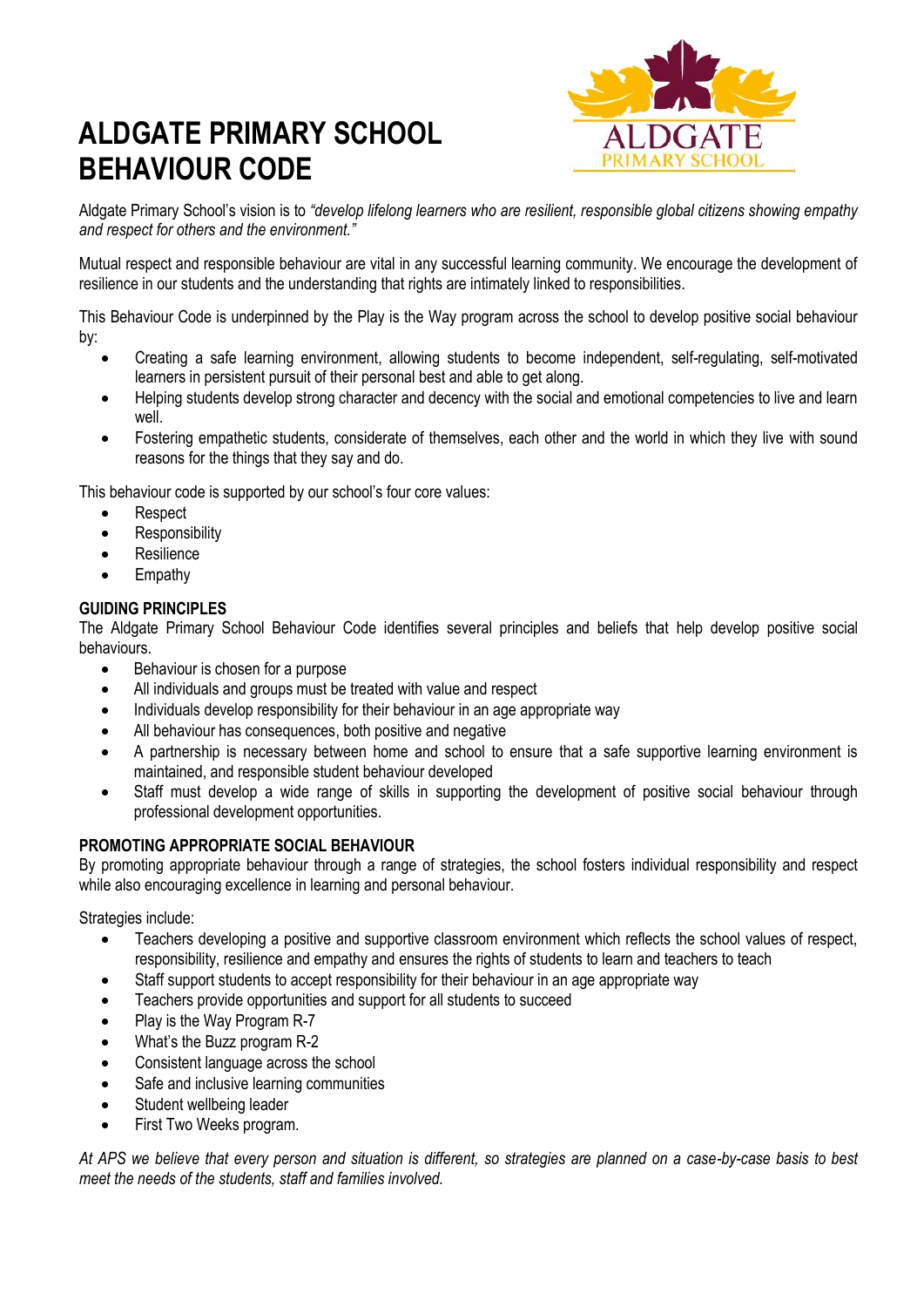# ALDGATE PRIMARY SCHOOL BEHAVIOUR CODE

Aldgate Primary School's vision is to *"develop lifelong learners who are resilient, responsible global citizens showing empathy and respect for others and the environment."*

Mutual respect and responsible behaviour are vital in any successful learning community. We encourage the development of resilience in our students and the understanding that rights are intimately linked to responsibilities.

This Behaviour Code is underpinned by the Play is the Way program across the school to develop positive social behaviour by:

- Creating a safe learning environment, allowing students to become independent, self-regulating, self-motivated learners in persistent pursuit of their personal best and able to get along.
- Helping students develop strong character and decency with the social and emotional competencies to live and learn well.
- Fostering empathetic students, considerate of themselves, each other and the world in which they live with sound reasons for the things that they say and do.

This behaviour code is supported by our school's four core values:

- Respect
- Responsibility
- Resilience
- Empathy

## GUIDING PRINCIPLES

The Aldgate Primary School Behaviour Code identifies several principles and beliefs that help develop positive social behaviours.

- Behaviour is chosen for a purpose
- All individuals and groups must be treated with value and respect
- Individuals develop responsibility for their behaviour in an age appropriate way
- All behaviour has consequences, both positive and negative
- A partnership is necessary between home and school to ensure that a safe supportive learning environment is maintained, and responsible student behaviour developed
- Staff must develop a wide range of skills in supporting the development of positive social behaviour through professional development opportunities.

## PROMOTING APPROPRIATE SOCIAL BEHAVIOUR

By promoting appropriate behaviour through a range of strategies, the school fosters individual responsibility and respect while also encouraging excellence in learning and personal behaviour.

Strategies include:

- Teachers developing a positive and supportive classroom environment which reflects the school values of respect, responsibility, resilience and empathy and ensures the rights of students to learn and teachers to teach
- Staff support students to accept responsibility for their behaviour in an age appropriate way
- Teachers provide opportunities and support for all students to succeed
- Play is the Way Program R-7
- What's the Buzz program R-2
- Consistent language across the school
- Safe and inclusive learning communities
- Student wellbeing leader
- First Two Weeks program.

*At APS we believe that every person and situation is different, so strategies are planned on a case-by-case basis to best meet the needs of the students, staff and families involved.*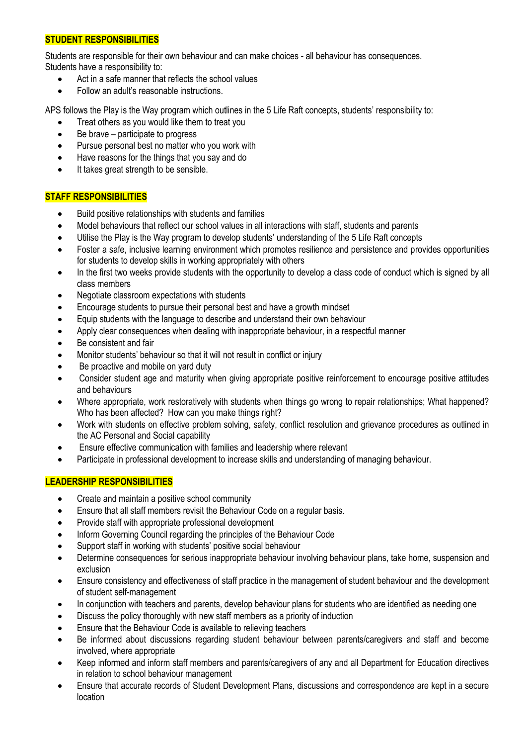## STUDENT RESPONSIBILITIES

Students are responsible for their own behaviour and can make choices - all behaviour has consequences.
Students have a responsibility to:

- Act in a safe manner that reflects the school values
- Follow an adult's reasonable instructions.

APS follows the Play is the Way program which outlines in the 5 Life Raft concepts, students' responsibility to:

- Treat others as you would like them to treat you
- Be brave – participate to progress
- Pursue personal best no matter who you work with
- Have reasons for the things that you say and do
- It takes great strength to be sensible.

## STAFF RESPONSIBILITIES

- Build positive relationships with students and families
- Model behaviours that reflect our school values in all interactions with staff, students and parents
- Utilise the Play is the Way program to develop students' understanding of the 5 Life Raft concepts
- Foster a safe, inclusive learning environment which promotes resilience and persistence and provides opportunities for students to develop skills in working appropriately with others
- In the first two weeks provide students with the opportunity to develop a class code of conduct which is signed by all class members
- Negotiate classroom expectations with students
- Encourage students to pursue their personal best and have a growth mindset
- Equip students with the language to describe and understand their own behaviour
- Apply clear consequences when dealing with inappropriate behaviour, in a respectful manner
- Be consistent and fair
- Monitor students' behaviour so that it will not result in conflict or injury
- Be proactive and mobile on yard duty
- Consider student age and maturity when giving appropriate positive reinforcement to encourage positive attitudes and behaviours
- Where appropriate, work restoratively with students when things go wrong to repair relationships; What happened? Who has been affected? How can you make things right?
- Work with students on effective problem solving, safety, conflict resolution and grievance procedures as outlined in the AC Personal and Social capability
- Ensure effective communication with families and leadership where relevant
- Participate in professional development to increase skills and understanding of managing behaviour.

## LEADERSHIP RESPONSIBILITIES

- Create and maintain a positive school community
- Ensure that all staff members revisit the Behaviour Code on a regular basis.
- Provide staff with appropriate professional development
- Inform Governing Council regarding the principles of the Behaviour Code
- Support staff in working with students' positive social behaviour
- Determine consequences for serious inappropriate behaviour involving behaviour plans, take home, suspension and exclusion
- Ensure consistency and effectiveness of staff practice in the management of student behaviour and the development of student self-management
- In conjunction with teachers and parents, develop behaviour plans for students who are identified as needing one
- Discuss the policy thoroughly with new staff members as a priority of induction
- Ensure that the Behaviour Code is available to relieving teachers
- Be informed about discussions regarding student behaviour between parents/caregivers and staff and become involved, where appropriate
- Keep informed and inform staff members and parents/caregivers of any and all Department for Education directives in relation to school behaviour management
- Ensure that accurate records of Student Development Plans, discussions and correspondence are kept in a secure location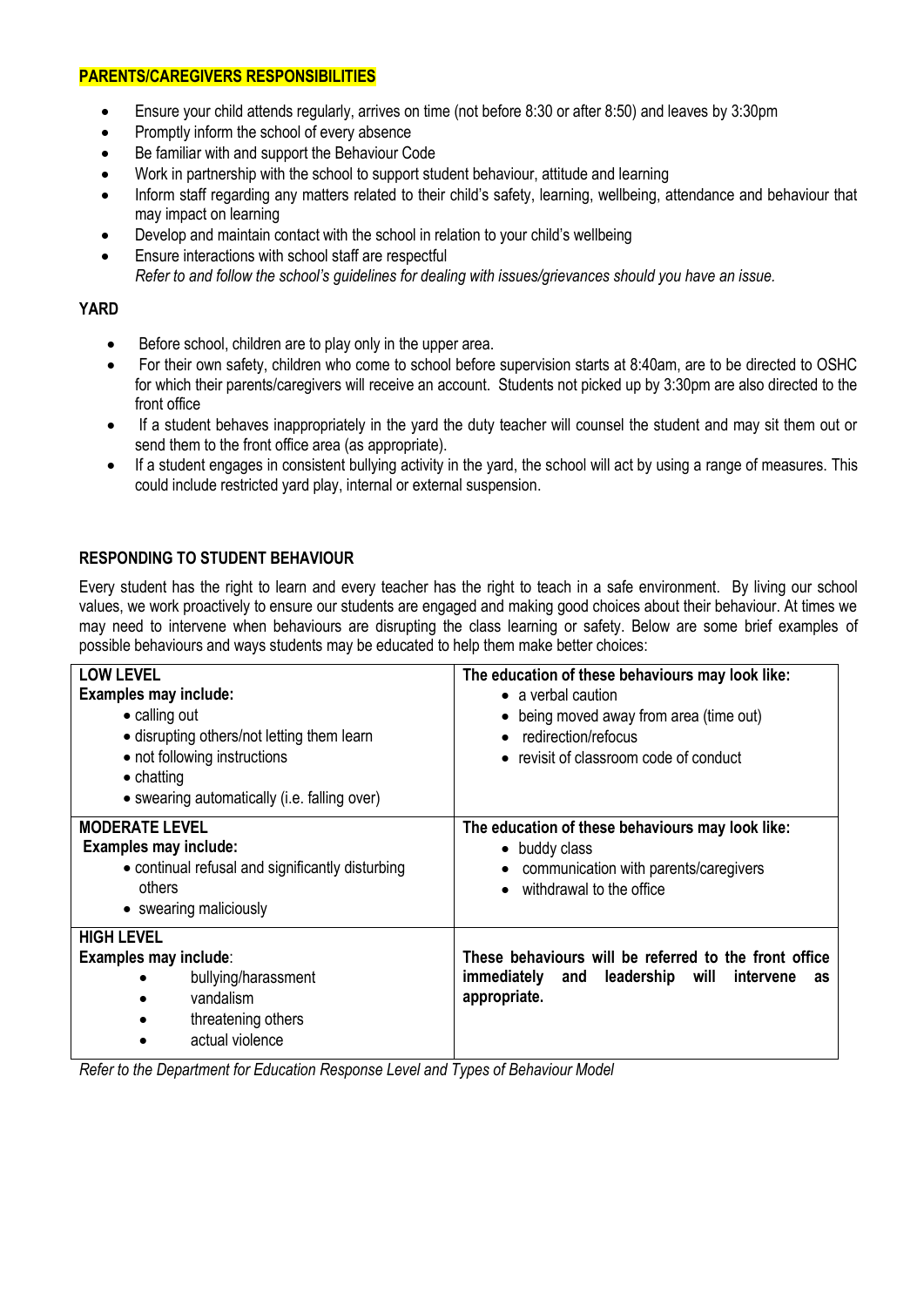## PARENTS/CAREGIVERS RESPONSIBILITIES

- Ensure your child attends regularly, arrives on time (not before 8:30 or after 8:50) and leaves by 3:30pm
- Promptly inform the school of every absence
- Be familiar with and support the Behaviour Code
- Work in partnership with the school to support student behaviour, attitude and learning
- Inform staff regarding any matters related to their child's safety, learning, wellbeing, attendance and behaviour that may impact on learning
- Develop and maintain contact with the school in relation to your child's wellbeing
- Ensure interactions with school staff are respectful
  *Refer to and follow the school's guidelines for dealing with issues/grievances should you have an issue.*

## YARD

- Before school, children are to play only in the upper area.
- For their own safety, children who come to school before supervision starts at 8:40am, are to be directed to OSHC for which their parents/caregivers will receive an account. Students not picked up by 3:30pm are also directed to the front office
- If a student behaves inappropriately in the yard the duty teacher will counsel the student and may sit them out or send them to the front office area (as appropriate).
- If a student engages in consistent bullying activity in the yard, the school will act by using a range of measures. This could include restricted yard play, internal or external suspension.

## RESPONDING TO STUDENT BEHAVIOUR

Every student has the right to learn and every teacher has the right to teach in a safe environment. By living our school values, we work proactively to ensure our students are engaged and making good choices about their behaviour. At times we may need to intervene when behaviours are disrupting the class learning or safety. Below are some brief examples of possible behaviours and ways students may be educated to help them make better choices:

| | |
|---|---|
| **LOW LEVEL**<br>**Examples may include:**<br>• calling out<br>• disrupting others/not letting them learn<br>• not following instructions<br>• chatting<br>• swearing automatically (i.e. falling over) | **The education of these behaviours may look like:**<br>• a verbal caution<br>• being moved away from area (time out)<br>• redirection/refocus<br>• revisit of classroom code of conduct |
| **MODERATE LEVEL**<br>**Examples may include:**<br>• continual refusal and significantly disturbing others<br>• swearing maliciously | **The education of these behaviours may look like:**<br>• buddy class<br>• communication with parents/caregivers<br>• withdrawal to the office |
| **HIGH LEVEL**<br>**Examples may include**:<br>• bullying/harassment<br>• vandalism<br>• threatening others<br>• actual violence | **These behaviours will be referred to the front office immediately and leadership will intervene as appropriate.** |

*Refer to the Department for Education Response Level and Types of Behaviour Model*